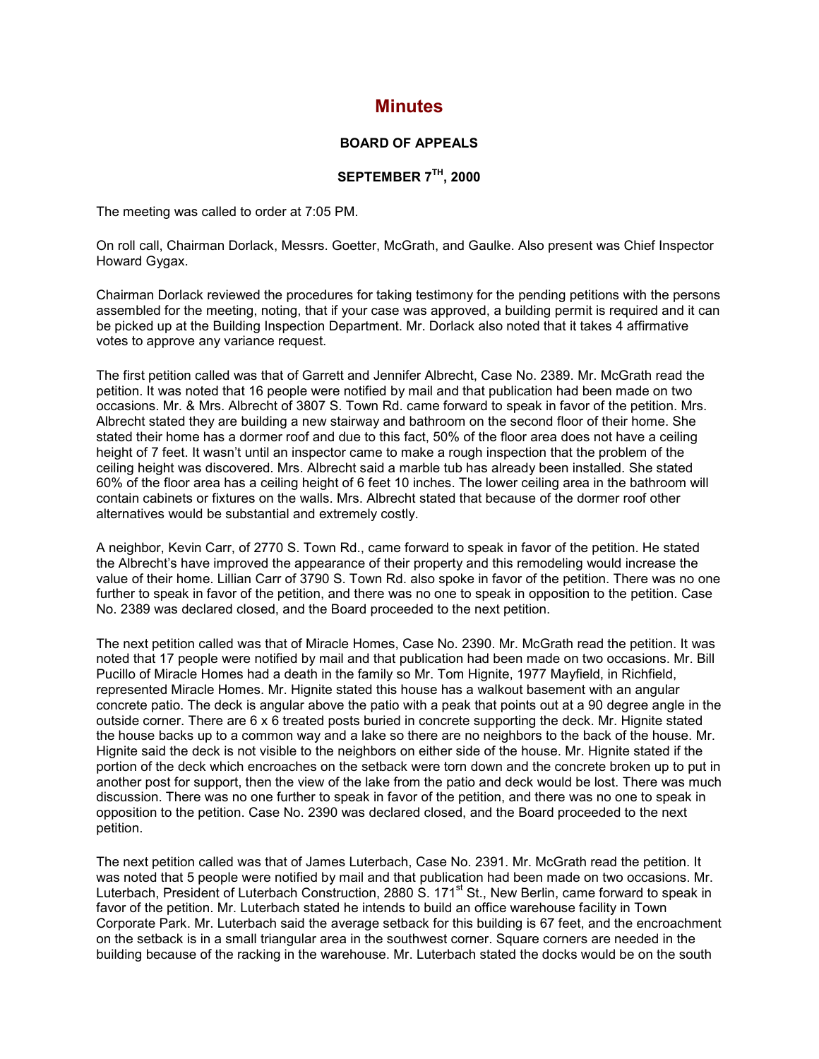# Minutes

## BOARD OF APPEALS

## SEPTEMBER 7TH, 2000

The meeting was called to order at 7:05 PM.

On roll call, Chairman Dorlack, Messrs. Goetter, McGrath, and Gaulke. Also present was Chief Inspector Howard Gygax.

Chairman Dorlack reviewed the procedures for taking testimony for the pending petitions with the persons assembled for the meeting, noting, that if your case was approved, a building permit is required and it can be picked up at the Building Inspection Department. Mr. Dorlack also noted that it takes 4 affirmative votes to approve any variance request.

The first petition called was that of Garrett and Jennifer Albrecht, Case No. 2389. Mr. McGrath read the petition. It was noted that 16 people were notified by mail and that publication had been made on two occasions. Mr. & Mrs. Albrecht of 3807 S. Town Rd. came forward to speak in favor of the petition. Mrs. Albrecht stated they are building a new stairway and bathroom on the second floor of their home. She stated their home has a dormer roof and due to this fact, 50% of the floor area does not have a ceiling height of 7 feet. It wasn't until an inspector came to make a rough inspection that the problem of the ceiling height was discovered. Mrs. Albrecht said a marble tub has already been installed. She stated 60% of the floor area has a ceiling height of 6 feet 10 inches. The lower ceiling area in the bathroom will contain cabinets or fixtures on the walls. Mrs. Albrecht stated that because of the dormer roof other alternatives would be substantial and extremely costly.

A neighbor, Kevin Carr, of 2770 S. Town Rd., came forward to speak in favor of the petition. He stated the Albrecht's have improved the appearance of their property and this remodeling would increase the value of their home. Lillian Carr of 3790 S. Town Rd. also spoke in favor of the petition. There was no one further to speak in favor of the petition, and there was no one to speak in opposition to the petition. Case No. 2389 was declared closed, and the Board proceeded to the next petition.

The next petition called was that of Miracle Homes, Case No. 2390. Mr. McGrath read the petition. It was noted that 17 people were notified by mail and that publication had been made on two occasions. Mr. Bill Pucillo of Miracle Homes had a death in the family so Mr. Tom Hignite, 1977 Mayfield, in Richfield, represented Miracle Homes. Mr. Hignite stated this house has a walkout basement with an angular concrete patio. The deck is angular above the patio with a peak that points out at a 90 degree angle in the outside corner. There are 6 x 6 treated posts buried in concrete supporting the deck. Mr. Hignite stated the house backs up to a common way and a lake so there are no neighbors to the back of the house. Mr. Hignite said the deck is not visible to the neighbors on either side of the house. Mr. Hignite stated if the portion of the deck which encroaches on the setback were torn down and the concrete broken up to put in another post for support, then the view of the lake from the patio and deck would be lost. There was much discussion. There was no one further to speak in favor of the petition, and there was no one to speak in opposition to the petition. Case No. 2390 was declared closed, and the Board proceeded to the next petition.

The next petition called was that of James Luterbach, Case No. 2391. Mr. McGrath read the petition. It was noted that 5 people were notified by mail and that publication had been made on two occasions. Mr. Luterbach, President of Luterbach Construction, 2880 S. 171st St., New Berlin, came forward to speak in favor of the petition. Mr. Luterbach stated he intends to build an office warehouse facility in Town Corporate Park. Mr. Luterbach said the average setback for this building is 67 feet, and the encroachment on the setback is in a small triangular area in the southwest corner. Square corners are needed in the building because of the racking in the warehouse. Mr. Luterbach stated the docks would be on the south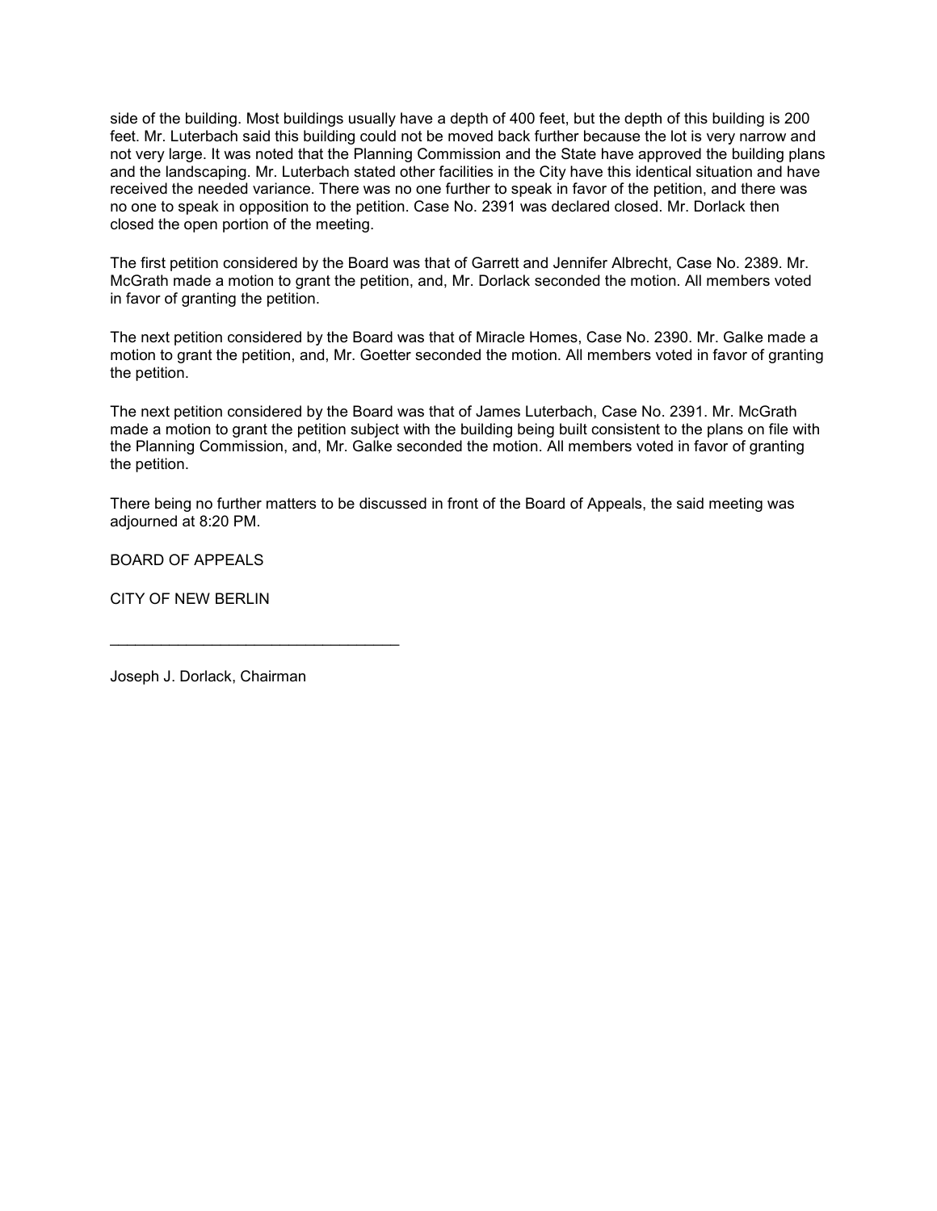side of the building. Most buildings usually have a depth of 400 feet, but the depth of this building is 200 feet. Mr. Luterbach said this building could not be moved back further because the lot is very narrow and not very large. It was noted that the Planning Commission and the State have approved the building plans and the landscaping. Mr. Luterbach stated other facilities in the City have this identical situation and have received the needed variance. There was no one further to speak in favor of the petition, and there was no one to speak in opposition to the petition. Case No. 2391 was declared closed. Mr. Dorlack then closed the open portion of the meeting.

The first petition considered by the Board was that of Garrett and Jennifer Albrecht, Case No. 2389. Mr. McGrath made a motion to grant the petition, and, Mr. Dorlack seconded the motion. All members voted in favor of granting the petition.

The next petition considered by the Board was that of Miracle Homes, Case No. 2390. Mr. Galke made a motion to grant the petition, and, Mr. Goetter seconded the motion. All members voted in favor of granting the petition.

The next petition considered by the Board was that of James Luterbach, Case No. 2391. Mr. McGrath made a motion to grant the petition subject with the building being built consistent to the plans on file with the Planning Commission, and, Mr. Galke seconded the motion. All members voted in favor of granting the petition.

There being no further matters to be discussed in front of the Board of Appeals, the said meeting was adjourned at 8:20 PM.

BOARD OF APPEALS

CITY OF NEW BERLIN

___________________________________

Joseph J. Dorlack, Chairman